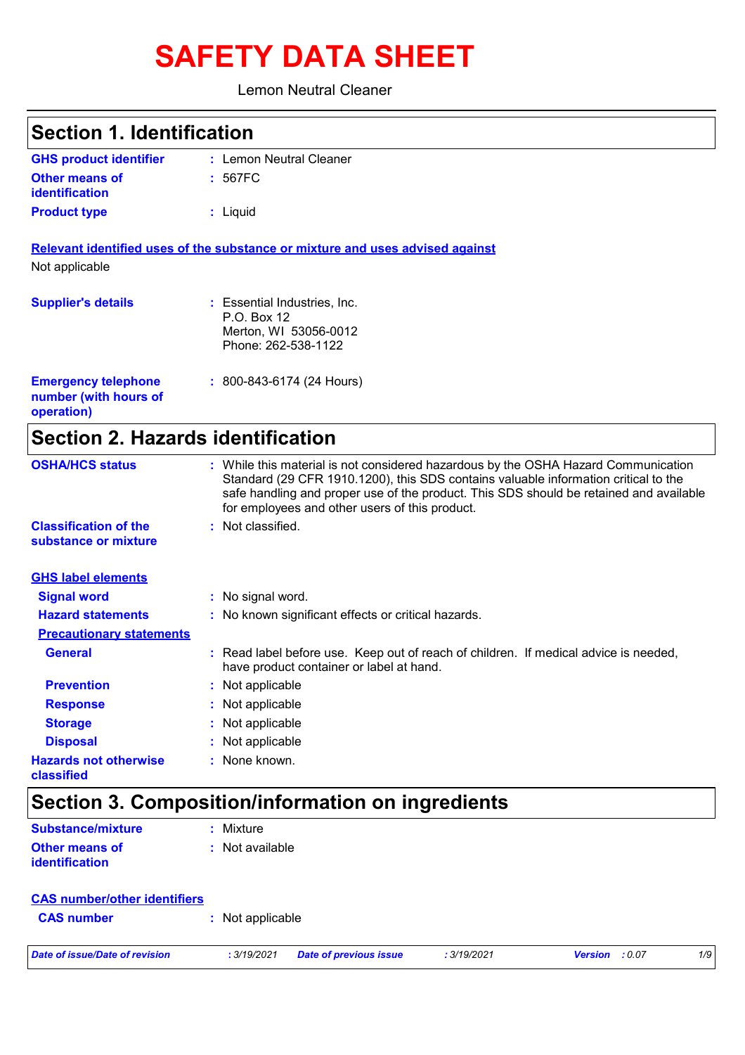# SAFETY DATA SHEET

Lemon Neutral Cleaner

## Section 1. Identification

**GHS product identifier** : Lemon Neutral Cleaner

**Other means of identification** : 567FC

**Product type** : Liquid

**Relevant identified uses of the substance or mixture and uses advised against**

Not applicable

**Supplier's details** : Essential Industries, Inc.
P.O. Box 12
Merton, WI 53056-0012
Phone: 262-538-1122

**Emergency telephone number (with hours of operation)** : 800-843-6174 (24 Hours)

## Section 2. Hazards identification

**OSHA/HCS status** : While this material is not considered hazardous by the OSHA Hazard Communication Standard (29 CFR 1910.1200), this SDS contains valuable information critical to the safe handling and proper use of the product. This SDS should be retained and available for employees and other users of this product.

**Classification of the substance or mixture** : Not classified.

**GHS label elements**

**Signal word** : No signal word.

**Hazard statements** : No known significant effects or critical hazards.

**Precautionary statements**

**General** : Read label before use. Keep out of reach of children. If medical advice is needed, have product container or label at hand.

**Prevention** : Not applicable

**Response** : Not applicable

**Storage** : Not applicable

**Disposal** : Not applicable

**Hazards not otherwise classified** : None known.

## Section 3. Composition/information on ingredients

**Substance/mixture** : Mixture

**Other means of identification** : Not available

**CAS number/other identifiers**

**CAS number** : Not applicable

*Date of issue/Date of revision* : 3/19/2021 *Date of previous issue* : 3/19/2021 *Version* : 0.07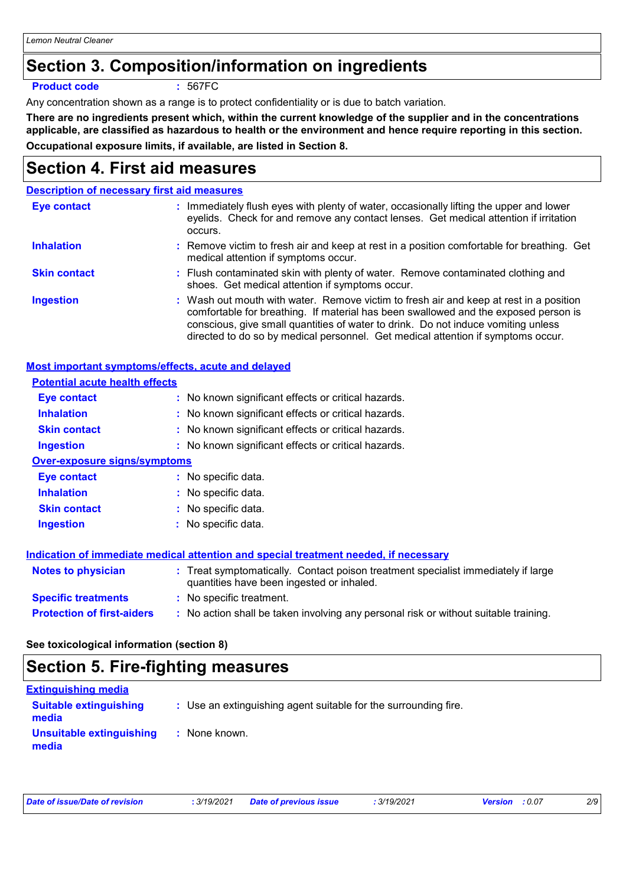## Section 3. Composition/information on ingredients

**Product code** : 567FC

Any concentration shown as a range is to protect confidentiality or is due to batch variation.

**There are no ingredients present which, within the current knowledge of the supplier and in the concentrations applicable, are classified as hazardous to health or the environment and hence require reporting in this section.**

**Occupational exposure limits, if available, are listed in Section 8.**

## Section 4. First aid measures

### Description of necessary first aid measures

**Eye contact** : Immediately flush eyes with plenty of water, occasionally lifting the upper and lower eyelids. Check for and remove any contact lenses. Get medical attention if irritation occurs.

**Inhalation** : Remove victim to fresh air and keep at rest in a position comfortable for breathing. Get medical attention if symptoms occur.

**Skin contact** : Flush contaminated skin with plenty of water. Remove contaminated clothing and shoes. Get medical attention if symptoms occur.

**Ingestion** : Wash out mouth with water. Remove victim to fresh air and keep at rest in a position comfortable for breathing. If material has been swallowed and the exposed person is conscious, give small quantities of water to drink. Do not induce vomiting unless directed to do so by medical personnel. Get medical attention if symptoms occur.

### Most important symptoms/effects, acute and delayed

**Potential acute health effects**

**Eye contact** : No known significant effects or critical hazards.

**Inhalation** : No known significant effects or critical hazards.

**Skin contact** : No known significant effects or critical hazards.

**Ingestion** : No known significant effects or critical hazards.

**Over-exposure signs/symptoms**

**Eye contact** : No specific data.

**Inhalation** : No specific data.

**Skin contact** : No specific data.

**Ingestion** : No specific data.

### Indication of immediate medical attention and special treatment needed, if necessary

**Notes to physician** : Treat symptomatically. Contact poison treatment specialist immediately if large quantities have been ingested or inhaled.

**Specific treatments** : No specific treatment.

**Protection of first-aiders** : No action shall be taken involving any personal risk or without suitable training.

**See toxicological information (section 8)**

## Section 5. Fire-fighting measures

### Extinguishing media

**Suitable extinguishing media** : Use an extinguishing agent suitable for the surrounding fire.

**Unsuitable extinguishing media** : None known.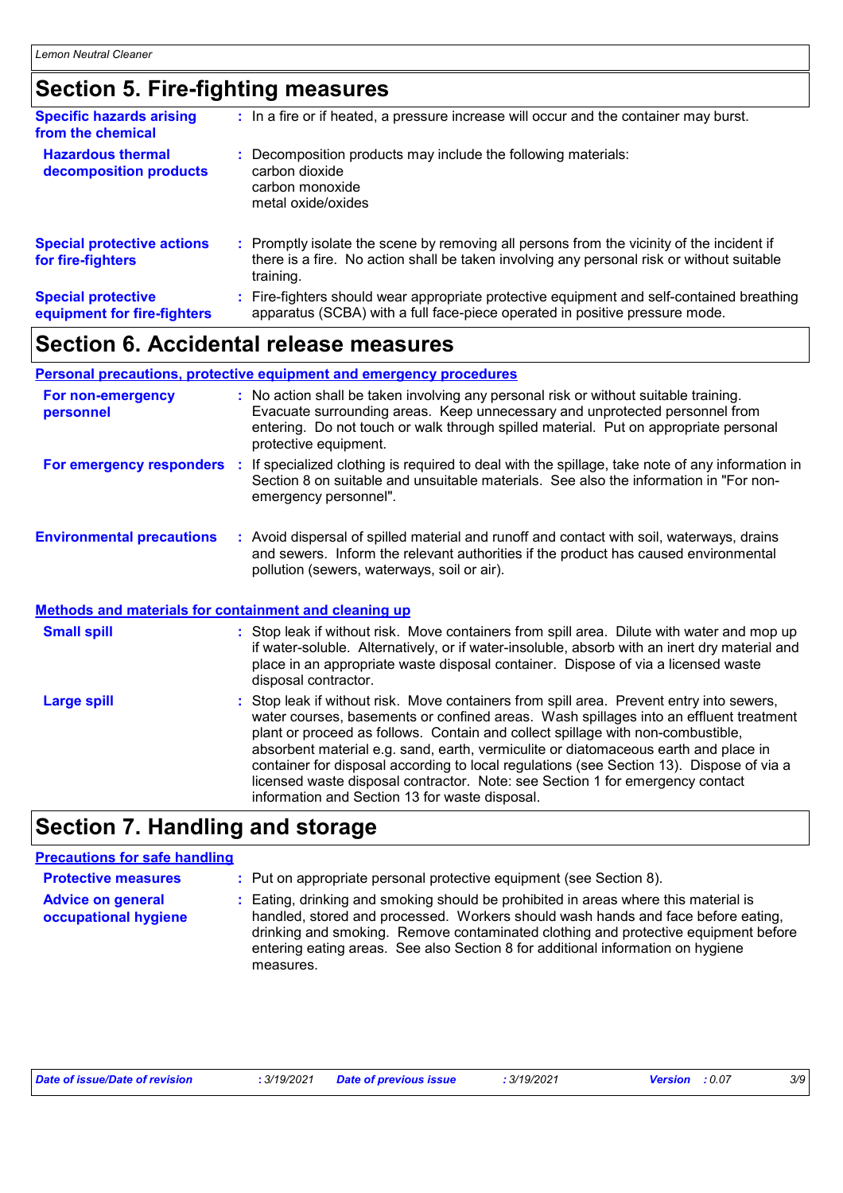## Section 5. Fire-fighting measures

**Specific hazards arising from the chemical** : In a fire or if heated, a pressure increase will occur and the container may burst.

**Hazardous thermal decomposition products** : Decomposition products may include the following materials:
carbon dioxide
carbon monoxide
metal oxide/oxides

**Special protective actions for fire-fighters** : Promptly isolate the scene by removing all persons from the vicinity of the incident if there is a fire. No action shall be taken involving any personal risk or without suitable training.

**Special protective equipment for fire-fighters** : Fire-fighters should wear appropriate protective equipment and self-contained breathing apparatus (SCBA) with a full face-piece operated in positive pressure mode.

## Section 6. Accidental release measures

### Personal precautions, protective equipment and emergency procedures

**For non-emergency personnel** : No action shall be taken involving any personal risk or without suitable training. Evacuate surrounding areas. Keep unnecessary and unprotected personnel from entering. Do not touch or walk through spilled material. Put on appropriate personal protective equipment.

**For emergency responders** : If specialized clothing is required to deal with the spillage, take note of any information in Section 8 on suitable and unsuitable materials. See also the information in "For non-emergency personnel".

**Environmental precautions** : Avoid dispersal of spilled material and runoff and contact with soil, waterways, drains and sewers. Inform the relevant authorities if the product has caused environmental pollution (sewers, waterways, soil or air).

### Methods and materials for containment and cleaning up

**Small spill** : Stop leak if without risk. Move containers from spill area. Dilute with water and mop up if water-soluble. Alternatively, or if water-insoluble, absorb with an inert dry material and place in an appropriate waste disposal container. Dispose of via a licensed waste disposal contractor.

**Large spill** : Stop leak if without risk. Move containers from spill area. Prevent entry into sewers, water courses, basements or confined areas. Wash spillages into an effluent treatment plant or proceed as follows. Contain and collect spillage with non-combustible, absorbent material e.g. sand, earth, vermiculite or diatomaceous earth and place in container for disposal according to local regulations (see Section 13). Dispose of via a licensed waste disposal contractor. Note: see Section 1 for emergency contact information and Section 13 for waste disposal.

## Section 7. Handling and storage

### Precautions for safe handling

**Protective measures** : Put on appropriate personal protective equipment (see Section 8).

**Advice on general occupational hygiene** : Eating, drinking and smoking should be prohibited in areas where this material is handled, stored and processed. Workers should wash hands and face before eating, drinking and smoking. Remove contaminated clothing and protective equipment before entering eating areas. See also Section 8 for additional information on hygiene measures.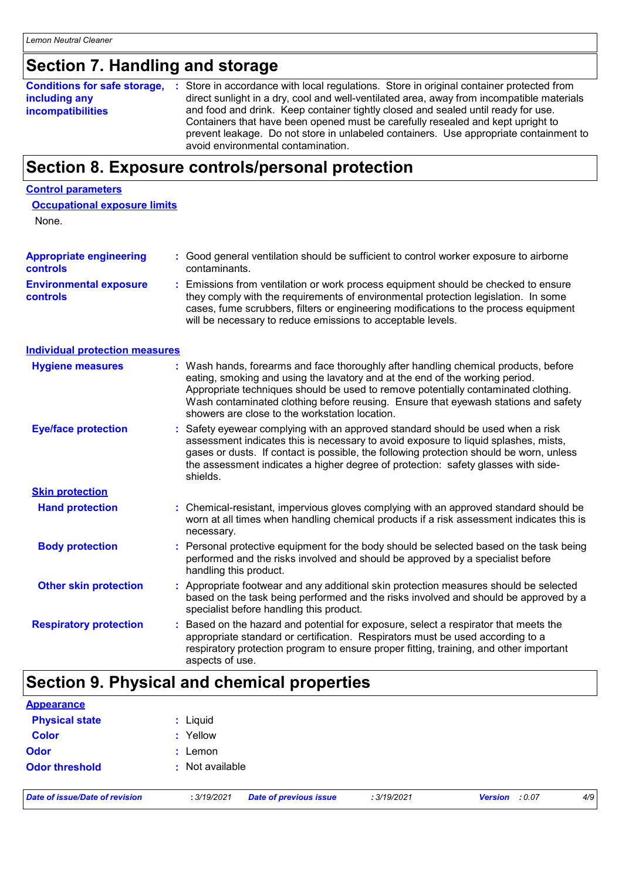## Section 7. Handling and storage

**Conditions for safe storage, including any incompatibilities** : Store in accordance with local regulations. Store in original container protected from direct sunlight in a dry, cool and well-ventilated area, away from incompatible materials and food and drink. Keep container tightly closed and sealed until ready for use. Containers that have been opened must be carefully resealed and kept upright to prevent leakage. Do not store in unlabeled containers. Use appropriate containment to avoid environmental contamination.

## Section 8. Exposure controls/personal protection

### Control parameters

#### Occupational exposure limits

None.

**Appropriate engineering controls** : Good general ventilation should be sufficient to control worker exposure to airborne contaminants.

**Environmental exposure controls** : Emissions from ventilation or work process equipment should be checked to ensure they comply with the requirements of environmental protection legislation. In some cases, fume scrubbers, filters or engineering modifications to the process equipment will be necessary to reduce emissions to acceptable levels.

### Individual protection measures

**Hygiene measures** : Wash hands, forearms and face thoroughly after handling chemical products, before eating, smoking and using the lavatory and at the end of the working period. Appropriate techniques should be used to remove potentially contaminated clothing. Wash contaminated clothing before reusing. Ensure that eyewash stations and safety showers are close to the workstation location.

**Eye/face protection** : Safety eyewear complying with an approved standard should be used when a risk assessment indicates this is necessary to avoid exposure to liquid splashes, mists, gases or dusts. If contact is possible, the following protection should be worn, unless the assessment indicates a higher degree of protection: safety glasses with side-shields.

#### Skin protection

**Hand protection** : Chemical-resistant, impervious gloves complying with an approved standard should be worn at all times when handling chemical products if a risk assessment indicates this is necessary.

**Body protection** : Personal protective equipment for the body should be selected based on the task being performed and the risks involved and should be approved by a specialist before handling this product.

**Other skin protection** : Appropriate footwear and any additional skin protection measures should be selected based on the task being performed and the risks involved and should be approved by a specialist before handling this product.

**Respiratory protection** : Based on the hazard and potential for exposure, select a respirator that meets the appropriate standard or certification. Respirators must be used according to a respiratory protection program to ensure proper fitting, training, and other important aspects of use.

## Section 9. Physical and chemical properties

### Appearance

**Physical state** : Liquid

**Color** : Yellow

**Odor** : Lemon

**Odor threshold** : Not available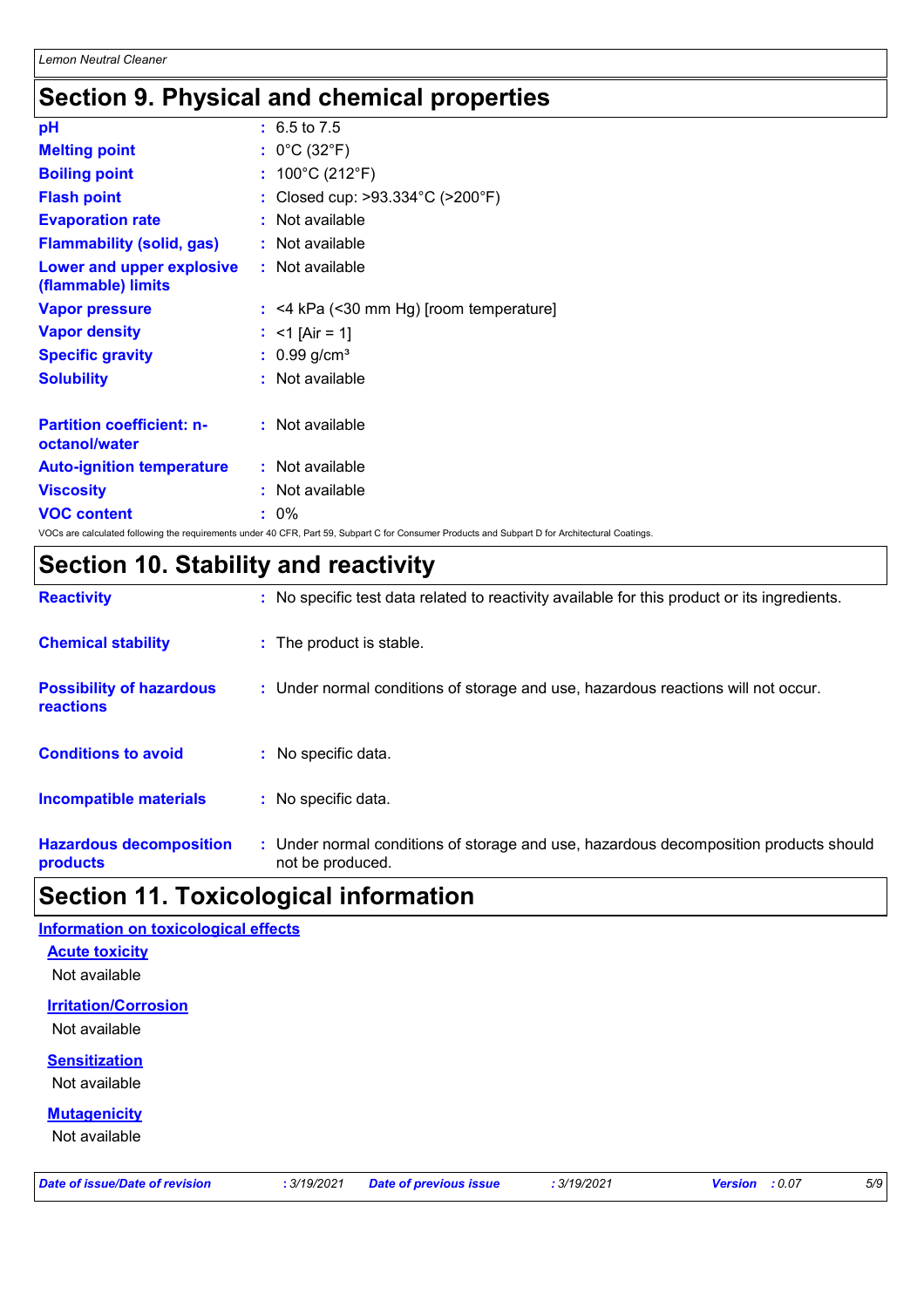# Section 9. Physical and chemical properties

| | |
|---|---|
| **pH** | : 6.5 to 7.5 |
| **Melting point** | : 0°C (32°F) |
| **Boiling point** | : 100°C (212°F) |
| **Flash point** | : Closed cup: >93.334°C (>200°F) |
| **Evaporation rate** | : Not available |
| **Flammability (solid, gas)** | : Not available |
| **Lower and upper explosive (flammable) limits** | : Not available |
| **Vapor pressure** | : <4 kPa (<30 mm Hg) [room temperature] |
| **Vapor density** | : <1 [Air = 1] |
| **Specific gravity** | : 0.99 g/cm³ |
| **Solubility** | : Not available |
| **Partition coefficient: n-octanol/water** | : Not available |
| **Auto-ignition temperature** | : Not available |
| **Viscosity** | : Not available |
| **VOC content** | : 0% |

VOCs are calculated following the requirements under 40 CFR, Part 59, Subpart C for Consumer Products and Subpart D for Architectural Coatings.

# Section 10. Stability and reactivity

| | |
|---|---|
| **Reactivity** | : No specific test data related to reactivity available for this product or its ingredients. |
| **Chemical stability** | : The product is stable. |
| **Possibility of hazardous reactions** | : Under normal conditions of storage and use, hazardous reactions will not occur. |
| **Conditions to avoid** | : No specific data. |
| **Incompatible materials** | : No specific data. |
| **Hazardous decomposition products** | : Under normal conditions of storage and use, hazardous decomposition products should not be produced. |

# Section 11. Toxicological information

## Information on toxicological effects

### Acute toxicity

Not available

### Irritation/Corrosion

Not available

### Sensitization

Not available

### Mutagenicity

Not available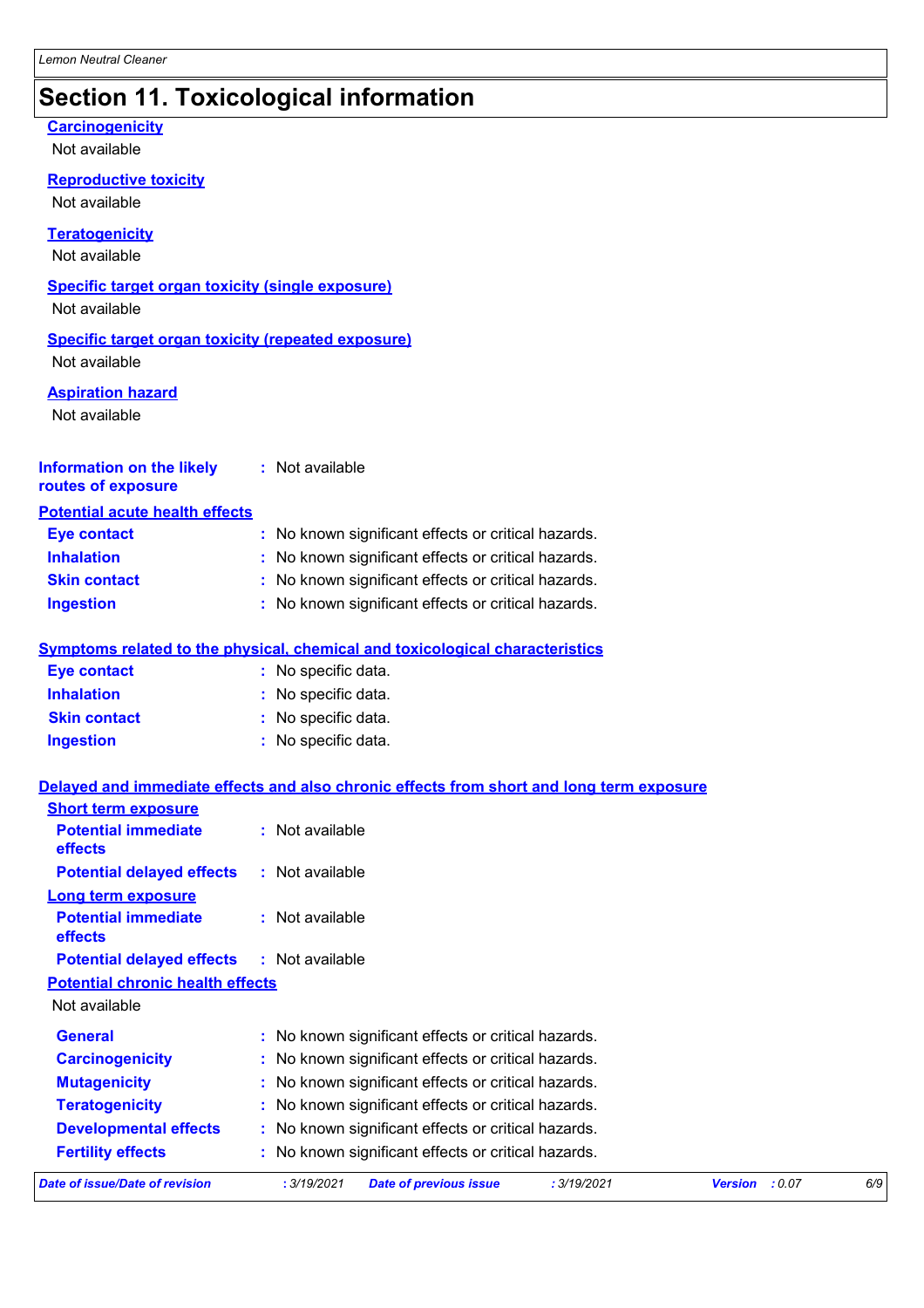# Section 11. Toxicological information

**Carcinogenicity**

Not available

**Reproductive toxicity**

Not available

**Teratogenicity**

Not available

**Specific target organ toxicity (single exposure)**

Not available

**Specific target organ toxicity (repeated exposure)**

Not available

**Aspiration hazard**

Not available

**Information on the likely routes of exposure** : Not available

**Potential acute health effects**

**Eye contact** : No known significant effects or critical hazards.

**Inhalation** : No known significant effects or critical hazards.

**Skin contact** : No known significant effects or critical hazards.

**Ingestion** : No known significant effects or critical hazards.

**Symptoms related to the physical, chemical and toxicological characteristics**

**Eye contact** : No specific data.

**Inhalation** : No specific data.

**Skin contact** : No specific data.

**Ingestion** : No specific data.

**Delayed and immediate effects and also chronic effects from short and long term exposure**

**Short term exposure**

**Potential immediate effects** : Not available

**Potential delayed effects** : Not available

**Long term exposure**

**Potential immediate effects** : Not available

**Potential delayed effects** : Not available

**Potential chronic health effects**

Not available

**General** : No known significant effects or critical hazards.

**Carcinogenicity** : No known significant effects or critical hazards.

**Mutagenicity** : No known significant effects or critical hazards.

**Teratogenicity** : No known significant effects or critical hazards.

**Developmental effects** : No known significant effects or critical hazards.

**Fertility effects** : No known significant effects or critical hazards.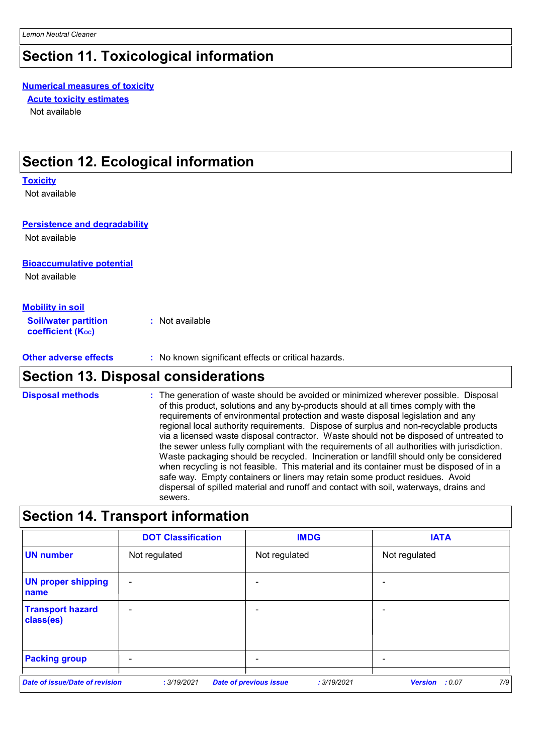## Section 11. Toxicological information

**Numerical measures of toxicity**

**Acute toxicity estimates**

Not available

## Section 12. Ecological information

**Toxicity**

Not available

**Persistence and degradability**

Not available

**Bioaccumulative potential**

Not available

**Mobility in soil**

**Soil/water partition coefficient ($K_{OC}$)** : Not available

**Other adverse effects** : No known significant effects or critical hazards.

## Section 13. Disposal considerations

**Disposal methods** : The generation of waste should be avoided or minimized wherever possible. Disposal of this product, solutions and any by-products should at all times comply with the requirements of environmental protection and waste disposal legislation and any regional local authority requirements. Dispose of surplus and non-recyclable products via a licensed waste disposal contractor. Waste should not be disposed of untreated to the sewer unless fully compliant with the requirements of all authorities with jurisdiction. Waste packaging should be recycled. Incineration or landfill should only be considered when recycling is not feasible. This material and its container must be disposed of in a safe way. Empty containers or liners may retain some product residues. Avoid dispersal of spilled material and runoff and contact with soil, waterways, drains and sewers.

## Section 14. Transport information

| | DOT Classification | IMDG | IATA |
|---|---|---|---|
| **UN number** | Not regulated | Not regulated | Not regulated |
| **UN proper shipping name** | - | - | - |
| **Transport hazard class(es)** | - | - | - |
| **Packing group** | - | - | - |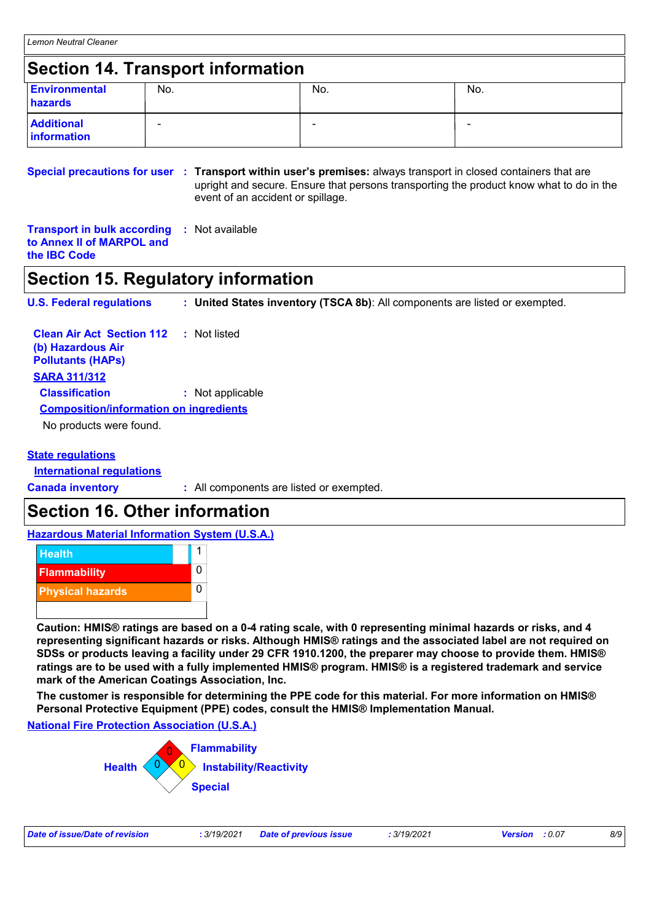## Section 14. Transport information

| | | | |
|---|---|---|---|
| **Environmental hazards** | No. | No. | No. |
| **Additional information** | - | - | - |

**Special precautions for user** : **Transport within user's premises:** always transport in closed containers that are upright and secure. Ensure that persons transporting the product know what to do in the event of an accident or spillage.

**Transport in bulk according to Annex II of MARPOL and the IBC Code** : Not available

## Section 15. Regulatory information

**U.S. Federal regulations** : **United States inventory (TSCA 8b)**: All components are listed or exempted.

**Clean Air Act Section 112 (b) Hazardous Air Pollutants (HAPs)** : Not listed

**SARA 311/312**

**Classification** : Not applicable

**Composition/information on ingredients**

No products were found.

**State regulations**

**International regulations**

**Canada inventory** : All components are listed or exempted.

## Section 16. Other information

**Hazardous Material Information System (U.S.A.)**

| | |
|---|---|
| Health | 1 |
| Flammability | 0 |
| Physical hazards | 0 |
| | |

**Caution: HMIS® ratings are based on a 0-4 rating scale, with 0 representing minimal hazards or risks, and 4 representing significant hazards or risks. Although HMIS® ratings and the associated label are not required on SDSs or products leaving a facility under 29 CFR 1910.1200, the preparer may choose to provide them. HMIS® ratings are to be used with a fully implemented HMIS® program. HMIS® is a registered trademark and service mark of the American Coatings Association, Inc.**

**The customer is responsible for determining the PPE code for this material. For more information on HMIS® Personal Protective Equipment (PPE) codes, consult the HMIS® Implementation Manual.**

**National Fire Protection Association (U.S.A.)**

- Health: 0
- Flammability: 0
- Instability/Reactivity: 0
- Special: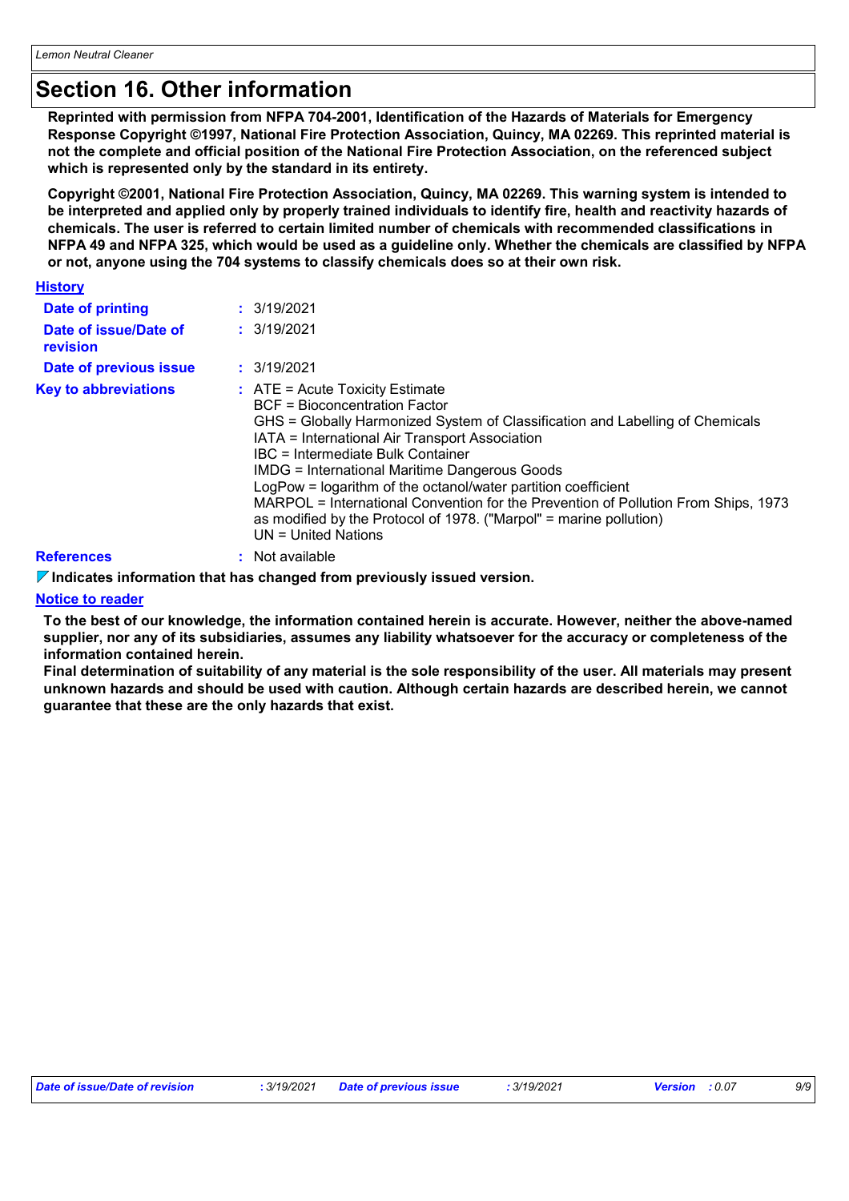# Section 16. Other information

**Reprinted with permission from NFPA 704-2001, Identification of the Hazards of Materials for Emergency Response Copyright ©1997, National Fire Protection Association, Quincy, MA 02269. This reprinted material is not the complete and official position of the National Fire Protection Association, on the referenced subject which is represented only by the standard in its entirety.**

**Copyright ©2001, National Fire Protection Association, Quincy, MA 02269. This warning system is intended to be interpreted and applied only by properly trained individuals to identify fire, health and reactivity hazards of chemicals. The user is referred to certain limited number of chemicals with recommended classifications in NFPA 49 and NFPA 325, which would be used as a guideline only. Whether the chemicals are classified by NFPA or not, anyone using the 704 systems to classify chemicals does so at their own risk.**

## History

**Date of printing** : 3/19/2021

**Date of issue/Date of revision** : 3/19/2021

**Date of previous issue** : 3/19/2021

**Key to abbreviations** :
ATE = Acute Toxicity Estimate
BCF = Bioconcentration Factor
GHS = Globally Harmonized System of Classification and Labelling of Chemicals
IATA = International Air Transport Association
IBC = Intermediate Bulk Container
IMDG = International Maritime Dangerous Goods
LogPow = logarithm of the octanol/water partition coefficient
MARPOL = International Convention for the Prevention of Pollution From Ships, 1973 as modified by the Protocol of 1978. ("Marpol" = marine pollution)
UN = United Nations

**References** : Not available

**Indicates information that has changed from previously issued version.**

## Notice to reader

**To the best of our knowledge, the information contained herein is accurate. However, neither the above-named supplier, nor any of its subsidiaries, assumes any liability whatsoever for the accuracy or completeness of the information contained herein.**
**Final determination of suitability of any material is the sole responsibility of the user. All materials may present unknown hazards and should be used with caution. Although certain hazards are described herein, we cannot guarantee that these are the only hazards that exist.**